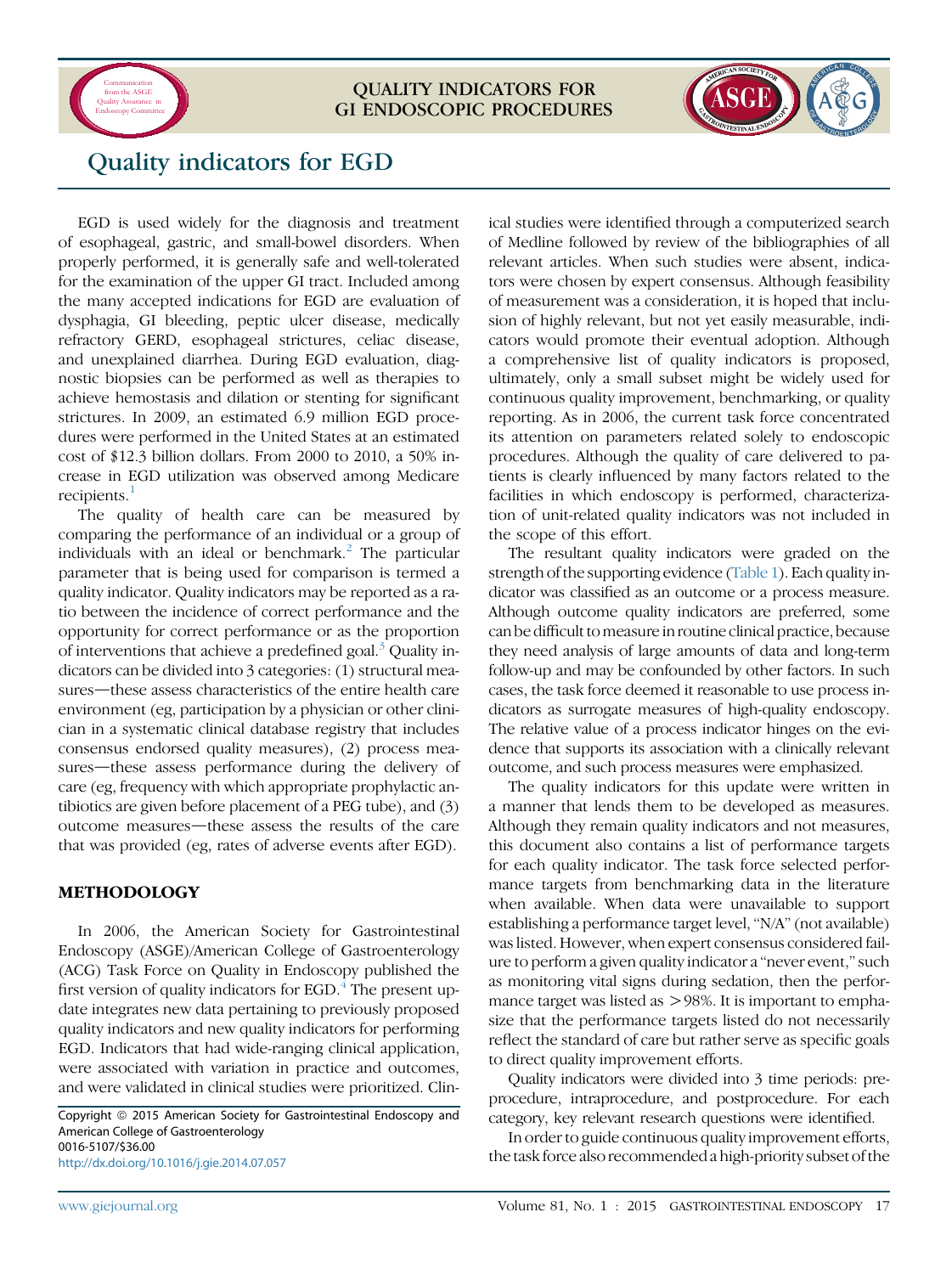# Quality indicators for EGD

EGD is used widely for the diagnosis and treatment of esophageal, gastric, and small-bowel disorders. When properly performed, it is generally safe and well-tolerated for the examination of the upper GI tract. Included among the many accepted indications for EGD are evaluation of dysphagia, GI bleeding, peptic ulcer disease, medically refractory GERD, esophageal strictures, celiac disease, and unexplained diarrhea. During EGD evaluation, diagnostic biopsies can be performed as well as therapies to achieve hemostasis and dilation or stenting for significant strictures. In 2009, an estimated 6.9 million EGD procedures were performed in the United States at an estimated cost of $12.3 billion dollars. From 2000 to 2010, a 50% increase in EGD utilization was observed among Medicare recipients.[1]

The quality of health care can be measured by comparing the performance of an individual or a group of individuals with an ideal or benchmark.[2] The particular parameter that is being used for comparison is termed a quality indicator. Quality indicators may be reported as a ratio between the incidence of correct performance and the opportunity for correct performance or as the proportion of interventions that achieve a predefined goal.[3] Quality indicators can be divided into 3 categories: (1) structural measures—these assess characteristics of the entire health care environment (eg, participation by a physician or other clinician in a systematic clinical database registry that includes consensus endorsed quality measures), (2) process measures—these assess performance during the delivery of care (eg, frequency with which appropriate prophylactic antibiotics are given before placement of a PEG tube), and (3) outcome measures—these assess the results of the care that was provided (eg, rates of adverse events after EGD).

## METHODOLOGY

In 2006, the American Society for Gastrointestinal Endoscopy (ASGE)/American College of Gastroenterology (ACG) Task Force on Quality in Endoscopy published the first version of quality indicators for EGD.[4] The present update integrates new data pertaining to previously proposed quality indicators and new quality indicators for performing EGD. Indicators that had wide-ranging clinical application, were associated with variation in practice and outcomes, and were validated in clinical studies were prioritized. Clinical studies were identified through a computerized search of Medline followed by review of the bibliographies of all relevant articles. When such studies were absent, indicators were chosen by expert consensus. Although feasibility of measurement was a consideration, it is hoped that inclusion of highly relevant, but not yet easily measurable, indicators would promote their eventual adoption. Although a comprehensive list of quality indicators is proposed, ultimately, only a small subset might be widely used for continuous quality improvement, benchmarking, or quality reporting. As in 2006, the current task force concentrated its attention on parameters related solely to endoscopic procedures. Although the quality of care delivered to patients is clearly influenced by many factors related to the facilities in which endoscopy is performed, characterization of unit-related quality indicators was not included in the scope of this effort.

The resultant quality indicators were graded on the strength of the supporting evidence (Table 1). Each quality indicator was classified as an outcome or a process measure. Although outcome quality indicators are preferred, some can be difficult to measure in routine clinical practice, because they need analysis of large amounts of data and long-term follow-up and may be confounded by other factors. In such cases, the task force deemed it reasonable to use process indicators as surrogate measures of high-quality endoscopy. The relative value of a process indicator hinges on the evidence that supports its association with a clinically relevant outcome, and such process measures were emphasized.

The quality indicators for this update were written in a manner that lends them to be developed as measures. Although they remain quality indicators and not measures, this document also contains a list of performance targets for each quality indicator. The task force selected performance targets from benchmarking data in the literature when available. When data were unavailable to support establishing a performance target level, "N/A" (not available) was listed. However, when expert consensus considered failure to perform a given quality indicator a "never event," such as monitoring vital signs during sedation, then the performance target was listed as >98%. It is important to emphasize that the performance targets listed do not necessarily reflect the standard of care but rather serve as specific goals to direct quality improvement efforts.

Quality indicators were divided into 3 time periods: preprocedure, intraprocedure, and postprocedure. For each category, key relevant research questions were identified.

In order to guide continuous quality improvement efforts, the task force also recommended a high-priority subset of the

Copyright © 2015 American Society for Gastrointestinal Endoscopy and American College of Gastroenterology
0016-5107/$36.00
http://dx.doi.org/10.1016/j.gie.2014.07.057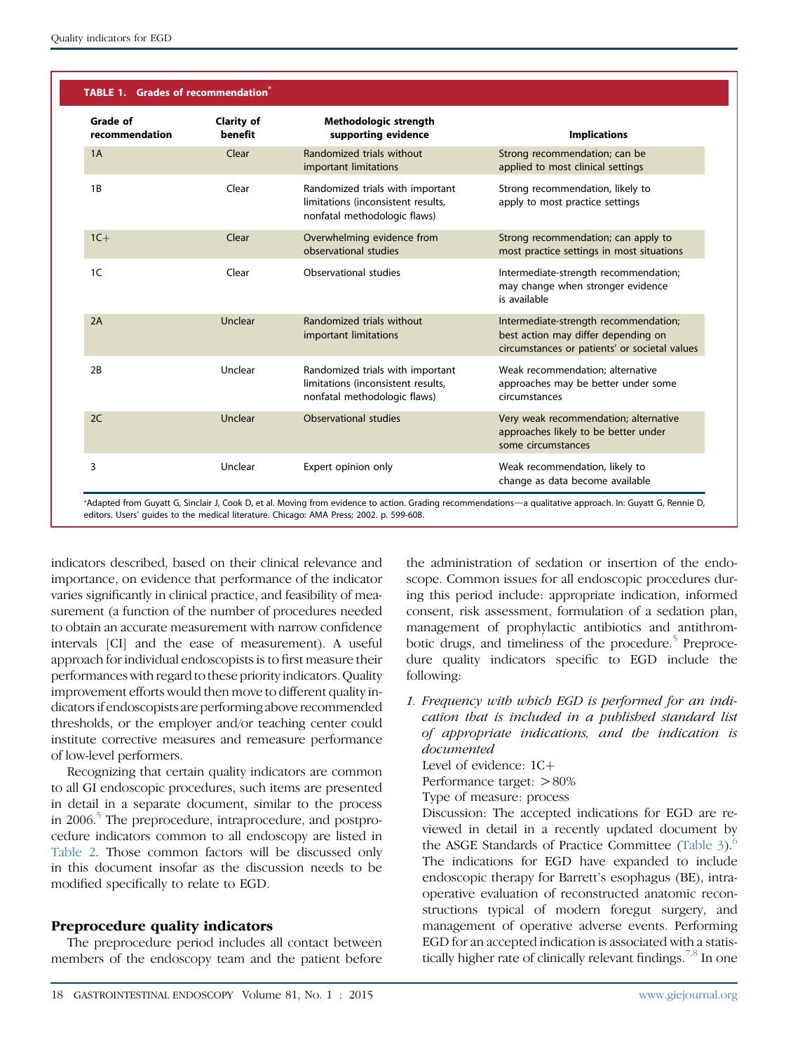**TABLE 1. Grades of recommendation***

| Grade of recommendation | Clarity of benefit | Methodologic strength supporting evidence | Implications |
|---|---|---|---|
| 1A | Clear | Randomized trials without important limitations | Strong recommendation; can be applied to most clinical settings |
| 1B | Clear | Randomized trials with important limitations (inconsistent results, nonfatal methodologic flaws) | Strong recommendation, likely to apply to most practice settings |
| 1C+ | Clear | Overwhelming evidence from observational studies | Strong recommendation; can apply to most practice settings in most situations |
| 1C | Clear | Observational studies | Intermediate-strength recommendation; may change when stronger evidence is available |
| 2A | Unclear | Randomized trials without important limitations | Intermediate-strength recommendation; best action may differ depending on circumstances or patients' or societal values |
| 2B | Unclear | Randomized trials with important limitations (inconsistent results, nonfatal methodologic flaws) | Weak recommendation; alternative approaches may be better under some circumstances |
| 2C | Unclear | Observational studies | Very weak recommendation; alternative approaches likely to be better under some circumstances |
| 3 | Unclear | Expert opinion only | Weak recommendation, likely to change as data become available |

*Adapted from Guyatt G, Sinclair J, Cook D, et al. Moving from evidence to action. Grading recommendations—a qualitative approach. In: Guyatt G, Rennie D, editors. Users' guides to the medical literature. Chicago: AMA Press; 2002. p. 599-608.

indicators described, based on their clinical relevance and importance, on evidence that performance of the indicator varies significantly in clinical practice, and feasibility of measurement (a function of the number of procedures needed to obtain an accurate measurement with narrow confidence intervals [CI] and the ease of measurement). A useful approach for individual endoscopists is to first measure their performances with regard to these priority indicators. Quality improvement efforts would then move to different quality indicators if endoscopists are performing above recommended thresholds, or the employer and/or teaching center could institute corrective measures and remeasure performance of low-level performers.

Recognizing that certain quality indicators are common to all GI endoscopic procedures, such items are presented in detail in a separate document, similar to the process in 2006.[5] The preprocedure, intraprocedure, and postprocedure indicators common to all endoscopy are listed in Table 2. Those common factors will be discussed only in this document insofar as the discussion needs to be modified specifically to relate to EGD.

## Preprocedure quality indicators

The preprocedure period includes all contact between members of the endoscopy team and the patient before the administration of sedation or insertion of the endoscope. Common issues for all endoscopic procedures during this period include: appropriate indication, informed consent, risk assessment, formulation of a sedation plan, management of prophylactic antibiotics and antithrombotic drugs, and timeliness of the procedure.[5] Preprocedure quality indicators specific to EGD include the following:

1. *Frequency with which EGD is performed for an indication that is included in a published standard list of appropriate indications, and the indication is documented*

   Level of evidence: 1C+

   Performance target: >80%

   Type of measure: process

   Discussion: The accepted indications for EGD are reviewed in detail in a recently updated document by the ASGE Standards of Practice Committee (Table 3).[6] The indications for EGD have expanded to include endoscopic therapy for Barrett's esophagus (BE), intraoperative evaluation of reconstructed anatomic reconstructions typical of modern foregut surgery, and management of operative adverse events. Performing EGD for an accepted indication is associated with a statistically higher rate of clinically relevant findings.[7,8] In one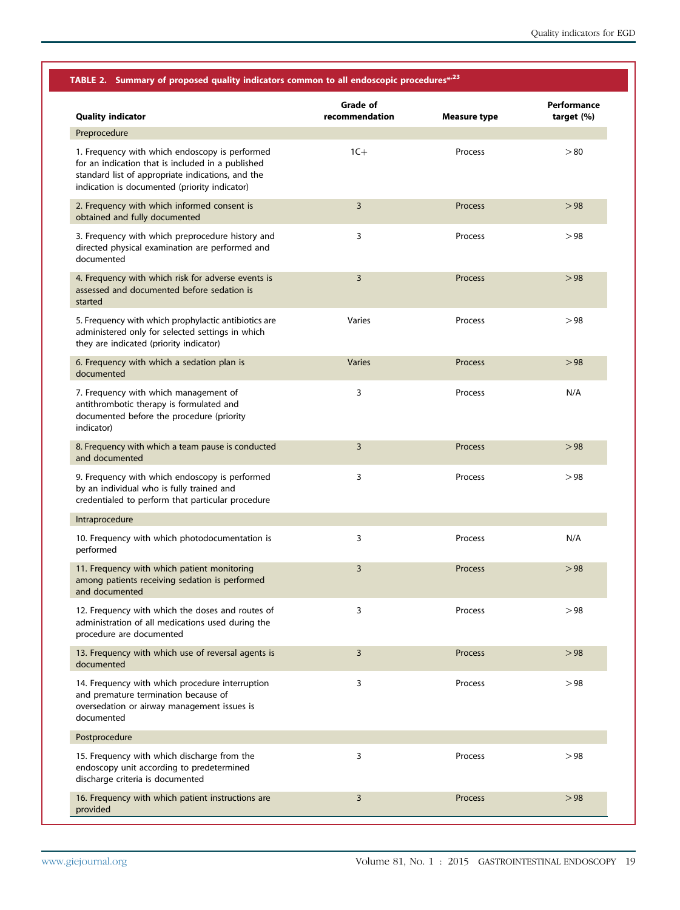**TABLE 2. Summary of proposed quality indicators common to all endoscopic procedures*,[23]**

| Quality indicator | Grade of recommendation | Measure type | Performance target (%) |
|---|---|---|---|
| Preprocedure | | | |
| 1. Frequency with which endoscopy is performed for an indication that is included in a published standard list of appropriate indications, and the indication is documented (priority indicator) | 1C+ | Process | >80 |
| 2. Frequency with which informed consent is obtained and fully documented | 3 | Process | >98 |
| 3. Frequency with which preprocedure history and directed physical examination are performed and documented | 3 | Process | >98 |
| 4. Frequency with which risk for adverse events is assessed and documented before sedation is started | 3 | Process | >98 |
| 5. Frequency with which prophylactic antibiotics are administered only for selected settings in which they are indicated (priority indicator) | Varies | Process | >98 |
| 6. Frequency with which a sedation plan is documented | Varies | Process | >98 |
| 7. Frequency with which management of antithrombotic therapy is formulated and documented before the procedure (priority indicator) | 3 | Process | N/A |
| 8. Frequency with which a team pause is conducted and documented | 3 | Process | >98 |
| 9. Frequency with which endoscopy is performed by an individual who is fully trained and credentialed to perform that particular procedure | 3 | Process | >98 |
| Intraprocedure | | | |
| 10. Frequency with which photodocumentation is performed | 3 | Process | N/A |
| 11. Frequency with which patient monitoring among patients receiving sedation is performed and documented | 3 | Process | >98 |
| 12. Frequency with which the doses and routes of administration of all medications used during the procedure are documented | 3 | Process | >98 |
| 13. Frequency with which use of reversal agents is documented | 3 | Process | >98 |
| 14. Frequency with which procedure interruption and premature termination because of oversedation or airway management issues is documented | 3 | Process | >98 |
| Postprocedure | | | |
| 15. Frequency with which discharge from the endoscopy unit according to predetermined discharge criteria is documented | 3 | Process | >98 |
| 16. Frequency with which patient instructions are provided | 3 | Process | >98 |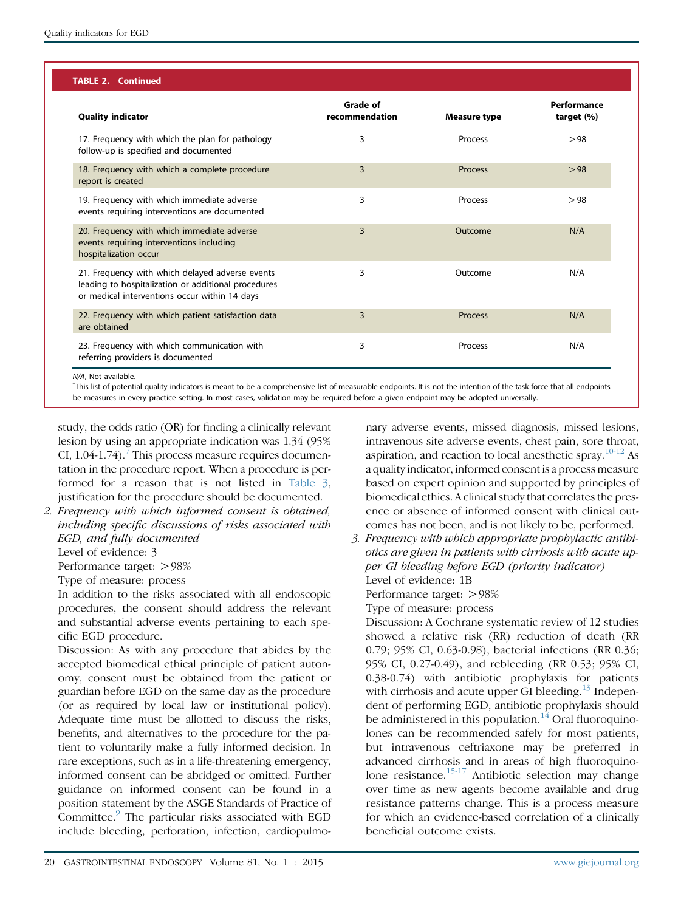**TABLE 2. Continued**

| Quality indicator | Grade of recommendation | Measure type | Performance target (%) |
|---|---|---|---|
| 17. Frequency with which the plan for pathology follow-up is specified and documented | 3 | Process | >98 |
| 18. Frequency with which a complete procedure report is created | 3 | Process | >98 |
| 19. Frequency with which immediate adverse events requiring interventions are documented | 3 | Process | >98 |
| 20. Frequency with which immediate adverse events requiring interventions including hospitalization occur | 3 | Outcome | N/A |
| 21. Frequency with which delayed adverse events leading to hospitalization or additional procedures or medical interventions occur within 14 days | 3 | Outcome | N/A |
| 22. Frequency with which patient satisfaction data are obtained | 3 | Process | N/A |
| 23. Frequency with which communication with referring providers is documented | 3 | Process | N/A |

*N/A*, Not available.

*This list of potential quality indicators is meant to be a comprehensive list of measurable endpoints. It is not the intention of the task force that all endpoints be measures in every practice setting. In most cases, validation may be required before a given endpoint may be adopted universally.

study, the odds ratio (OR) for finding a clinically relevant lesion by using an appropriate indication was 1.34 (95% CI, 1.04-1.74).[7] This process measure requires documentation in the procedure report. When a procedure is performed for a reason that is not listed in Table 3, justification for the procedure should be documented.

2. *Frequency with which informed consent is obtained, including specific discussions of risks associated with EGD, and fully documented*
   Level of evidence: 3
   Performance target: >98%
   Type of measure: process
   In addition to the risks associated with all endoscopic procedures, the consent should address the relevant and substantial adverse events pertaining to each specific EGD procedure.
   Discussion: As with any procedure that abides by the accepted biomedical ethical principle of patient autonomy, consent must be obtained from the patient or guardian before EGD on the same day as the procedure (or as required by local law or institutional policy). Adequate time must be allotted to discuss the risks, benefits, and alternatives to the procedure for the patient to voluntarily make a fully informed decision. In rare exceptions, such as in a life-threatening emergency, informed consent can be abridged or omitted. Further guidance on informed consent can be found in a position statement by the ASGE Standards of Practice of Committee.[9] The particular risks associated with EGD include bleeding, perforation, infection, cardiopulmonary adverse events, missed diagnosis, missed lesions, intravenous site adverse events, chest pain, sore throat, aspiration, and reaction to local anesthetic spray.[10-12] As a quality indicator, informed consent is a process measure based on expert opinion and supported by principles of biomedical ethics. A clinical study that correlates the presence or absence of informed consent with clinical outcomes has not been, and is not likely to be, performed.

3. *Frequency with which appropriate prophylactic antibiotics are given in patients with cirrhosis with acute upper GI bleeding before EGD (priority indicator)*
   Level of evidence: 1B
   Performance target: >98%
   Type of measure: process
   Discussion: A Cochrane systematic review of 12 studies showed a relative risk (RR) reduction of death (RR 0.79; 95% CI, 0.63-0.98), bacterial infections (RR 0.36; 95% CI, 0.27-0.49), and rebleeding (RR 0.53; 95% CI, 0.38-0.74) with antibiotic prophylaxis for patients with cirrhosis and acute upper GI bleeding.[13] Independent of performing EGD, antibiotic prophylaxis should be administered in this population.[14] Oral fluoroquinolones can be recommended safely for most patients, but intravenous ceftriaxone may be preferred in advanced cirrhosis and in areas of high fluoroquinolone resistance.[15-17] Antibiotic selection may change over time as new agents become available and drug resistance patterns change. This is a process measure for which an evidence-based correlation of a clinically beneficial outcome exists.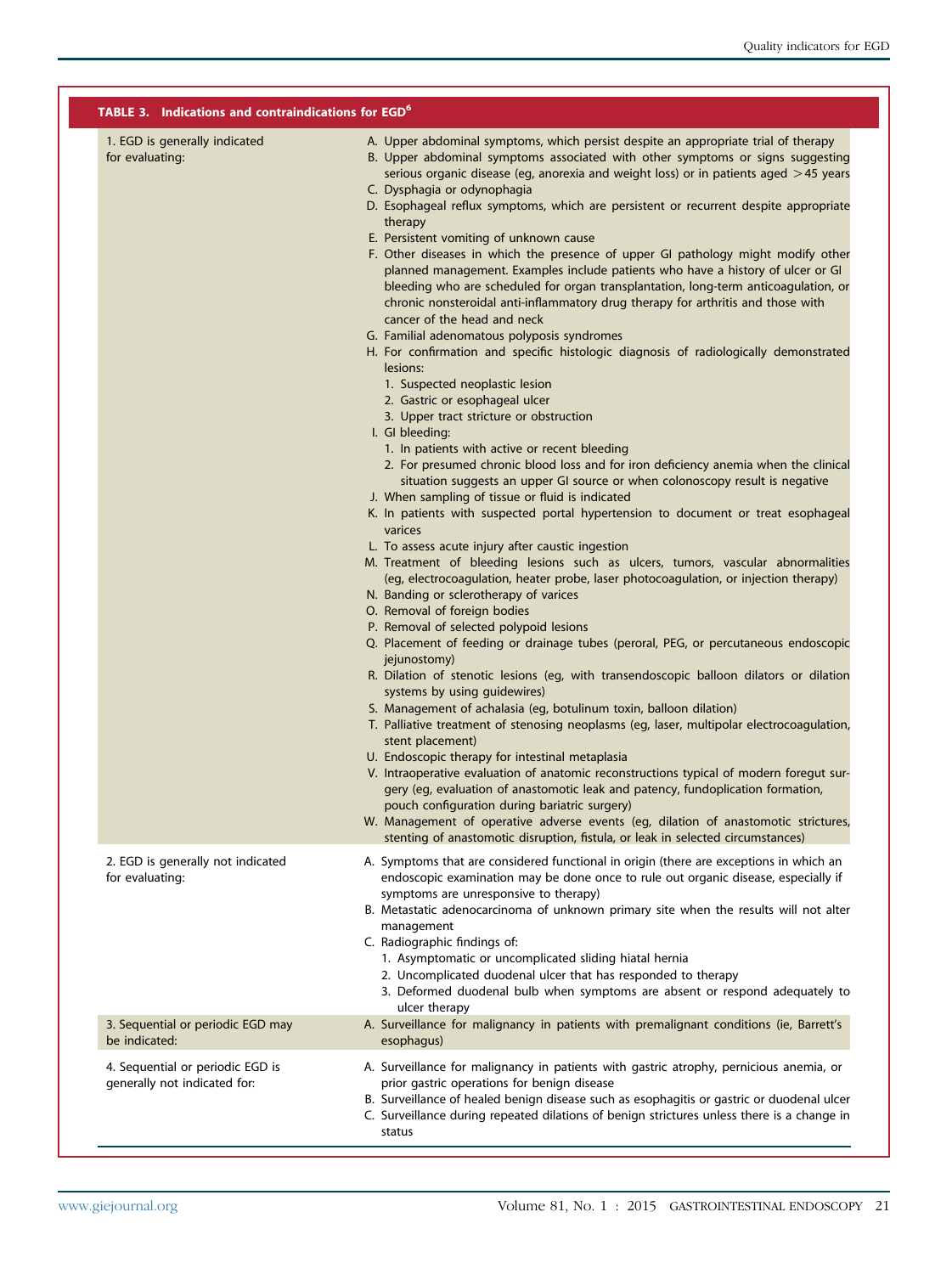**TABLE 3. Indications and contraindications for EGD[6]**

| | |
|---|---|
| 1. EGD is generally indicated for evaluating: | A. Upper abdominal symptoms, which persist despite an appropriate trial of therapy<br>B. Upper abdominal symptoms associated with other symptoms or signs suggesting serious organic disease (eg, anorexia and weight loss) or in patients aged >45 years<br>C. Dysphagia or odynophagia<br>D. Esophageal reflux symptoms, which are persistent or recurrent despite appropriate therapy<br>E. Persistent vomiting of unknown cause<br>F. Other diseases in which the presence of upper GI pathology might modify other planned management. Examples include patients who have a history of ulcer or GI bleeding who are scheduled for organ transplantation, long-term anticoagulation, or chronic nonsteroidal anti-inflammatory drug therapy for arthritis and those with cancer of the head and neck<br>G. Familial adenomatous polyposis syndromes<br>H. For confirmation and specific histologic diagnosis of radiologically demonstrated lesions:<br>1. Suspected neoplastic lesion<br>2. Gastric or esophageal ulcer<br>3. Upper tract stricture or obstruction<br>I. GI bleeding:<br>1. In patients with active or recent bleeding<br>2. For presumed chronic blood loss and for iron deficiency anemia when the clinical situation suggests an upper GI source or when colonoscopy result is negative<br>J. When sampling of tissue or fluid is indicated<br>K. In patients with suspected portal hypertension to document or treat esophageal varices<br>L. To assess acute injury after caustic ingestion<br>M. Treatment of bleeding lesions such as ulcers, tumors, vascular abnormalities (eg, electrocoagulation, heater probe, laser photocoagulation, or injection therapy)<br>N. Banding or sclerotherapy of varices<br>O. Removal of foreign bodies<br>P. Removal of selected polypoid lesions<br>Q. Placement of feeding or drainage tubes (peroral, PEG, or percutaneous endoscopic jejunostomy)<br>R. Dilation of stenotic lesions (eg, with transendoscopic balloon dilators or dilation systems by using guidewires)<br>S. Management of achalasia (eg, botulinum toxin, balloon dilation)<br>T. Palliative treatment of stenosing neoplasms (eg, laser, multipolar electrocoagulation, stent placement)<br>U. Endoscopic therapy for intestinal metaplasia<br>V. Intraoperative evaluation of anatomic reconstructions typical of modern foregut surgery (eg, evaluation of anastomotic leak and patency, fundoplication formation, pouch configuration during bariatric surgery)<br>W. Management of operative adverse events (eg, dilation of anastomotic strictures, stenting of anastomotic disruption, fistula, or leak in selected circumstances) |
| 2. EGD is generally not indicated for evaluating: | A. Symptoms that are considered functional in origin (there are exceptions in which an endoscopic examination may be done once to rule out organic disease, especially if symptoms are unresponsive to therapy)<br>B. Metastatic adenocarcinoma of unknown primary site when the results will not alter management<br>C. Radiographic findings of:<br>1. Asymptomatic or uncomplicated sliding hiatal hernia<br>2. Uncomplicated duodenal ulcer that has responded to therapy<br>3. Deformed duodenal bulb when symptoms are absent or respond adequately to ulcer therapy |
| 3. Sequential or periodic EGD may be indicated: | A. Surveillance for malignancy in patients with premalignant conditions (ie, Barrett's esophagus) |
| 4. Sequential or periodic EGD is generally not indicated for: | A. Surveillance for malignancy in patients with gastric atrophy, pernicious anemia, or prior gastric operations for benign disease<br>B. Surveillance of healed benign disease such as esophagitis or gastric or duodenal ulcer<br>C. Surveillance during repeated dilations of benign strictures unless there is a change in status |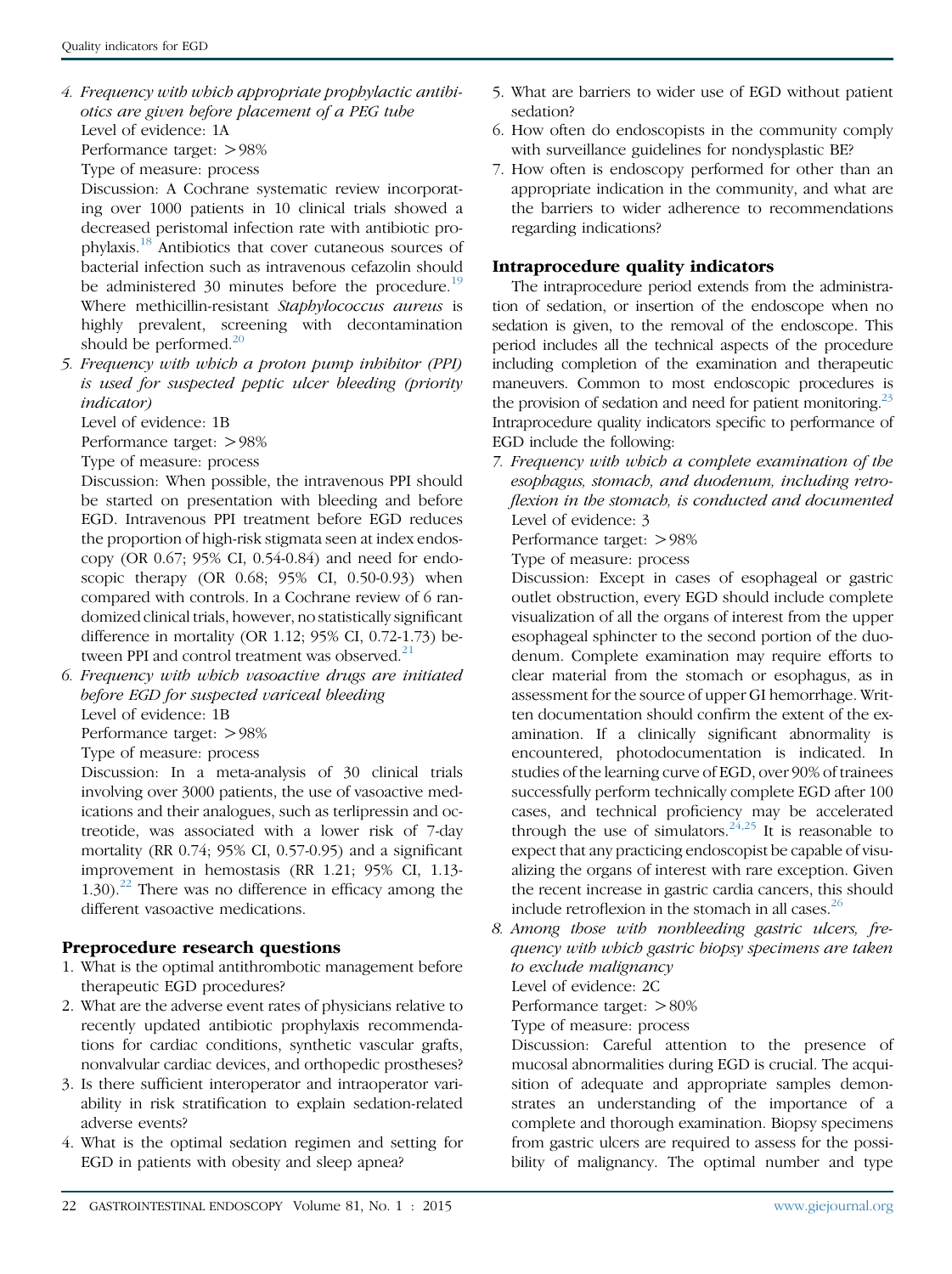*4. Frequency with which appropriate prophylactic antibiotics are given before placement of a PEG tube*

Level of evidence: 1A

Performance target: >98%

Type of measure: process

Discussion: A Cochrane systematic review incorporating over 1000 patients in 10 clinical trials showed a decreased peristomal infection rate with antibiotic prophylaxis.[18] Antibiotics that cover cutaneous sources of bacterial infection such as intravenous cefazolin should be administered 30 minutes before the procedure.[19] Where methicillin-resistant *Staphylococcus aureus* is highly prevalent, screening with decontamination should be performed.[20]

*5. Frequency with which a proton pump inhibitor (PPI) is used for suspected peptic ulcer bleeding (priority indicator)*

Level of evidence: 1B

Performance target: >98%

Type of measure: process

Discussion: When possible, the intravenous PPI should be started on presentation with bleeding and before EGD. Intravenous PPI treatment before EGD reduces the proportion of high-risk stigmata seen at index endoscopy (OR 0.67; 95% CI, 0.54-0.84) and need for endoscopic therapy (OR 0.68; 95% CI, 0.50-0.93) when compared with controls. In a Cochrane review of 6 randomized clinical trials, however, no statistically significant difference in mortality (OR 1.12; 95% CI, 0.72-1.73) between PPI and control treatment was observed.[21]

*6. Frequency with which vasoactive drugs are initiated before EGD for suspected variceal bleeding*

Level of evidence: 1B

Performance target: >98%

Type of measure: process

Discussion: In a meta-analysis of 30 clinical trials involving over 3000 patients, the use of vasoactive medications and their analogues, such as terlipressin and octreotide, was associated with a lower risk of 7-day mortality (RR 0.74; 95% CI, 0.57-0.95) and a significant improvement in hemostasis (RR 1.21; 95% CI, 1.13-1.30).[22] There was no difference in efficacy among the different vasoactive medications.

### Preprocedure research questions

1. What is the optimal antithrombotic management before therapeutic EGD procedures?
2. What are the adverse event rates of physicians relative to recently updated antibiotic prophylaxis recommendations for cardiac conditions, synthetic vascular grafts, nonvalvular cardiac devices, and orthopedic prostheses?
3. Is there sufficient interoperator and intraoperator variability in risk stratification to explain sedation-related adverse events?
4. What is the optimal sedation regimen and setting for EGD in patients with obesity and sleep apnea?
5. What are barriers to wider use of EGD without patient sedation?
6. How often do endoscopists in the community comply with surveillance guidelines for nondysplastic BE?
7. How often is endoscopy performed for other than an appropriate indication in the community, and what are the barriers to wider adherence to recommendations regarding indications?

### Intraprocedure quality indicators

The intraprocedure period extends from the administration of sedation, or insertion of the endoscope when no sedation is given, to the removal of the endoscope. This period includes all the technical aspects of the procedure including completion of the examination and therapeutic maneuvers. Common to most endoscopic procedures is the provision of sedation and need for patient monitoring.[23] Intraprocedure quality indicators specific to performance of EGD include the following:

*7. Frequency with which a complete examination of the esophagus, stomach, and duodenum, including retroflexion in the stomach, is conducted and documented*

Level of evidence: 3

Performance target: >98%

Type of measure: process

Discussion: Except in cases of esophageal or gastric outlet obstruction, every EGD should include complete visualization of all the organs of interest from the upper esophageal sphincter to the second portion of the duodenum. Complete examination may require efforts to clear material from the stomach or esophagus, as in assessment for the source of upper GI hemorrhage. Written documentation should confirm the extent of the examination. If a clinically significant abnormality is encountered, photodocumentation is indicated. In studies of the learning curve of EGD, over 90% of trainees successfully perform technically complete EGD after 100 cases, and technical proficiency may be accelerated through the use of simulators.[24,25] It is reasonable to expect that any practicing endoscopist be capable of visualizing the organs of interest with rare exception. Given the recent increase in gastric cardia cancers, this should include retroflexion in the stomach in all cases.[26]

*8. Among those with nonbleeding gastric ulcers, frequency with which gastric biopsy specimens are taken to exclude malignancy*

Level of evidence: 2C

Performance target: >80%

Type of measure: process

Discussion: Careful attention to the presence of mucosal abnormalities during EGD is crucial. The acquisition of adequate and appropriate samples demonstrates an understanding of the importance of a complete and thorough examination. Biopsy specimens from gastric ulcers are required to assess for the possibility of malignancy. The optimal number and type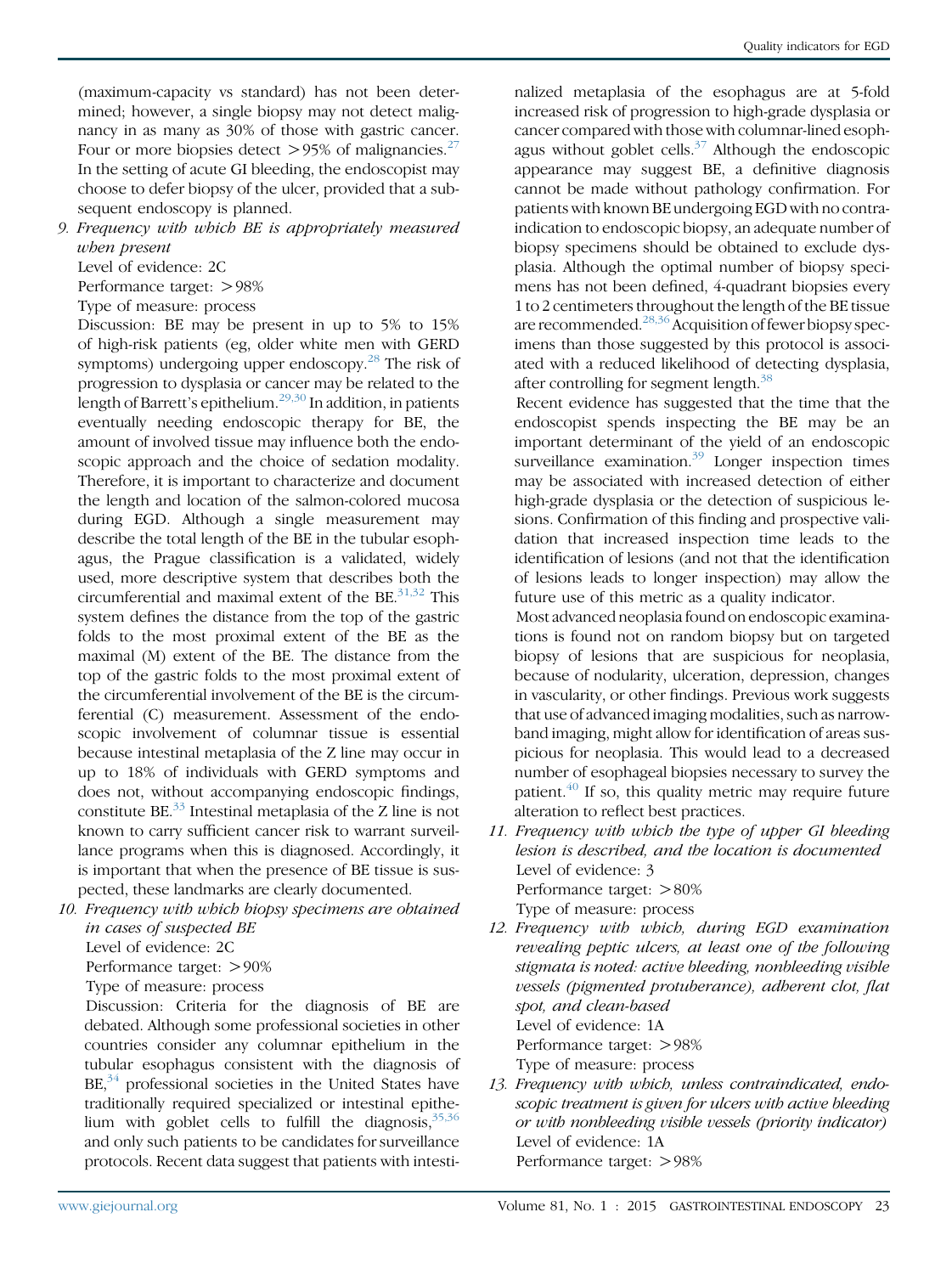(maximum-capacity vs standard) has not been determined; however, a single biopsy may not detect malignancy in as many as 30% of those with gastric cancer. Four or more biopsies detect >95% of malignancies.[27] In the setting of acute GI bleeding, the endoscopist may choose to defer biopsy of the ulcer, provided that a subsequent endoscopy is planned.

9. *Frequency with which BE is appropriately measured when present*

   Level of evidence: 2C

   Performance target: >98%

   Type of measure: process

   Discussion: BE may be present in up to 5% to 15% of high-risk patients (eg, older white men with GERD symptoms) undergoing upper endoscopy.[28] The risk of progression to dysplasia or cancer may be related to the length of Barrett's epithelium.[29,30] In addition, in patients eventually needing endoscopic therapy for BE, the amount of involved tissue may influence both the endoscopic approach and the choice of sedation modality. Therefore, it is important to characterize and document the length and location of the salmon-colored mucosa during EGD. Although a single measurement may describe the total length of the BE in the tubular esophagus, the Prague classification is a validated, widely used, more descriptive system that describes both the circumferential and maximal extent of the BE.[31,32] This system defines the distance from the top of the gastric folds to the most proximal extent of the BE as the maximal (M) extent of the BE. The distance from the top of the gastric folds to the most proximal extent of the circumferential involvement of the BE is the circumferential (C) measurement. Assessment of the endoscopic involvement of columnar tissue is essential because intestinal metaplasia of the Z line may occur in up to 18% of individuals with GERD symptoms and does not, without accompanying endoscopic findings, constitute BE.[33] Intestinal metaplasia of the Z line is not known to carry sufficient cancer risk to warrant surveillance programs when this is diagnosed. Accordingly, it is important that when the presence of BE tissue is suspected, these landmarks are clearly documented.

10. *Frequency with which biopsy specimens are obtained in cases of suspected BE*

    Level of evidence: 2C

    Performance target: >90%

    Type of measure: process

    Discussion: Criteria for the diagnosis of BE are debated. Although some professional societies in other countries consider any columnar epithelium in the tubular esophagus consistent with the diagnosis of BE,[34] professional societies in the United States have traditionally required specialized or intestinal epithelium with goblet cells to fulfill the diagnosis,[35,36] and only such patients to be candidates for surveillance protocols. Recent data suggest that patients with intestinalized metaplasia of the esophagus are at 5-fold increased risk of progression to high-grade dysplasia or cancer compared with those with columnar-lined esophagus without goblet cells.[37] Although the endoscopic appearance may suggest BE, a definitive diagnosis cannot be made without pathology confirmation. For patients with known BE undergoing EGD with no contraindication to endoscopic biopsy, an adequate number of biopsy specimens should be obtained to exclude dysplasia. Although the optimal number of biopsy specimens has not been defined, 4-quadrant biopsies every 1 to 2 centimeters throughout the length of the BE tissue are recommended.[28,36] Acquisition of fewer biopsy specimens than those suggested by this protocol is associated with a reduced likelihood of detecting dysplasia, after controlling for segment length.[38]

    Recent evidence has suggested that the time that the endoscopist spends inspecting the BE may be an important determinant of the yield of an endoscopic surveillance examination.[39] Longer inspection times may be associated with increased detection of either high-grade dysplasia or the detection of suspicious lesions. Confirmation of this finding and prospective validation that increased inspection time leads to the identification of lesions (and not that the identification of lesions leads to longer inspection) may allow the future use of this metric as a quality indicator.

    Most advanced neoplasia found on endoscopic examinations is found not on random biopsy but on targeted biopsy of lesions that are suspicious for neoplasia, because of nodularity, ulceration, depression, changes in vascularity, or other findings. Previous work suggests that use of advanced imaging modalities, such as narrow-band imaging, might allow for identification of areas suspicious for neoplasia. This would lead to a decreased number of esophageal biopsies necessary to survey the patient.[40] If so, this quality metric may require future alteration to reflect best practices.

11. *Frequency with which the type of upper GI bleeding lesion is described, and the location is documented*

    Level of evidence: 3

    Performance target: >80%

    Type of measure: process

12. *Frequency with which, during EGD examination revealing peptic ulcers, at least one of the following stigmata is noted: active bleeding, nonbleeding visible vessels (pigmented protuberance), adherent clot, flat spot, and clean-based*

    Level of evidence: 1A

    Performance target: >98%

    Type of measure: process

13. *Frequency with which, unless contraindicated, endoscopic treatment is given for ulcers with active bleeding or with nonbleeding visible vessels (priority indicator)*

    Level of evidence: 1A

    Performance target: >98%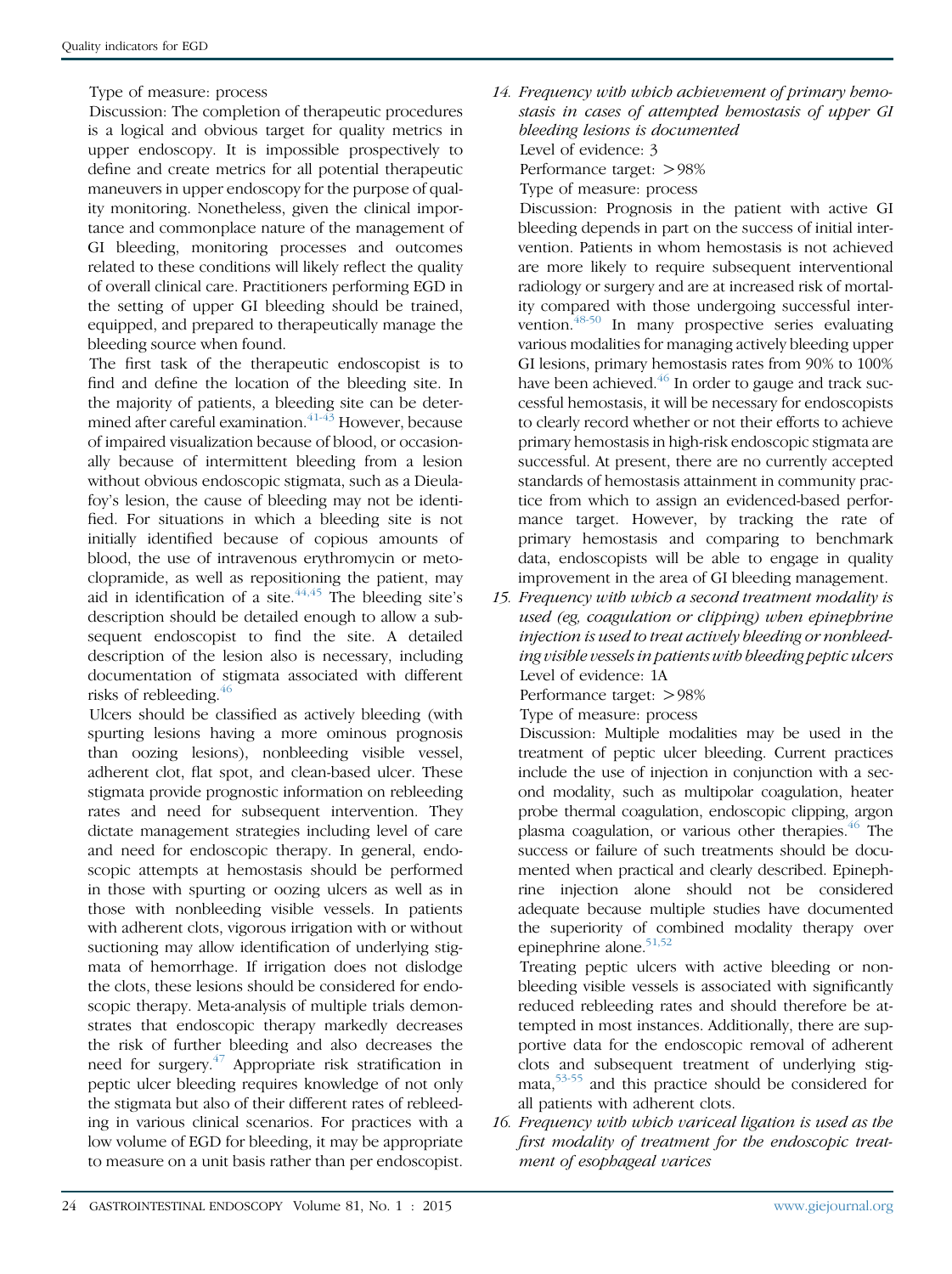Type of measure: process

Discussion: The completion of therapeutic procedures is a logical and obvious target for quality metrics in upper endoscopy. It is impossible prospectively to define and create metrics for all potential therapeutic maneuvers in upper endoscopy for the purpose of quality monitoring. Nonetheless, given the clinical importance and commonplace nature of the management of GI bleeding, monitoring processes and outcomes related to these conditions will likely reflect the quality of overall clinical care. Practitioners performing EGD in the setting of upper GI bleeding should be trained, equipped, and prepared to therapeutically manage the bleeding source when found.

The first task of the therapeutic endoscopist is to find and define the location of the bleeding site. In the majority of patients, a bleeding site can be determined after careful examination.[41-43] However, because of impaired visualization because of blood, or occasionally because of intermittent bleeding from a lesion without obvious endoscopic stigmata, such as a Dieulafoy's lesion, the cause of bleeding may not be identified. For situations in which a bleeding site is not initially identified because of copious amounts of blood, the use of intravenous erythromycin or metoclopramide, as well as repositioning the patient, may aid in identification of a site.[44,45] The bleeding site's description should be detailed enough to allow a subsequent endoscopist to find the site. A detailed description of the lesion also is necessary, including documentation of stigmata associated with different risks of rebleeding.[46]

Ulcers should be classified as actively bleeding (with spurting lesions having a more ominous prognosis than oozing lesions), nonbleeding visible vessel, adherent clot, flat spot, and clean-based ulcer. These stigmata provide prognostic information on rebleeding rates and need for subsequent intervention. They dictate management strategies including level of care and need for endoscopic therapy. In general, endoscopic attempts at hemostasis should be performed in those with spurting or oozing ulcers as well as in those with nonbleeding visible vessels. In patients with adherent clots, vigorous irrigation with or without suctioning may allow identification of underlying stigmata of hemorrhage. If irrigation does not dislodge the clots, these lesions should be considered for endoscopic therapy. Meta-analysis of multiple trials demonstrates that endoscopic therapy markedly decreases the risk of further bleeding and also decreases the need for surgery.[47] Appropriate risk stratification in peptic ulcer bleeding requires knowledge of not only the stigmata but also of their different rates of rebleeding in various clinical scenarios. For practices with a low volume of EGD for bleeding, it may be appropriate to measure on a unit basis rather than per endoscopist.

14. *Frequency with which achievement of primary hemostasis in cases of attempted hemostasis of upper GI bleeding lesions is documented*

    Level of evidence: 3

    Performance target: >98%

    Type of measure: process

    Discussion: Prognosis in the patient with active GI bleeding depends in part on the success of initial intervention. Patients in whom hemostasis is not achieved are more likely to require subsequent interventional radiology or surgery and are at increased risk of mortality compared with those undergoing successful intervention.[48-50] In many prospective series evaluating various modalities for managing actively bleeding upper GI lesions, primary hemostasis rates from 90% to 100% have been achieved.[46] In order to gauge and track successful hemostasis, it will be necessary for endoscopists to clearly record whether or not their efforts to achieve primary hemostasis in high-risk endoscopic stigmata are successful. At present, there are no currently accepted standards of hemostasis attainment in community practice from which to assign an evidenced-based performance target. However, by tracking the rate of primary hemostasis and comparing to benchmark data, endoscopists will be able to engage in quality improvement in the area of GI bleeding management.

15. *Frequency with which a second treatment modality is used (eg, coagulation or clipping) when epinephrine injection is used to treat actively bleeding or nonbleeding visible vessels in patients with bleeding peptic ulcers*

    Level of evidence: 1A

    Performance target: >98%

    Type of measure: process

    Discussion: Multiple modalities may be used in the treatment of peptic ulcer bleeding. Current practices include the use of injection in conjunction with a second modality, such as multipolar coagulation, heater probe thermal coagulation, endoscopic clipping, argon plasma coagulation, or various other therapies.[46] The success or failure of such treatments should be documented when practical and clearly described. Epinephrine injection alone should not be considered adequate because multiple studies have documented the superiority of combined modality therapy over epinephrine alone.[51,52]

    Treating peptic ulcers with active bleeding or nonbleeding visible vessels is associated with significantly reduced rebleeding rates and should therefore be attempted in most instances. Additionally, there are supportive data for the endoscopic removal of adherent clots and subsequent treatment of underlying stigmata,[53-55] and this practice should be considered for all patients with adherent clots.

16. *Frequency with which variceal ligation is used as the first modality of treatment for the endoscopic treatment of esophageal varices*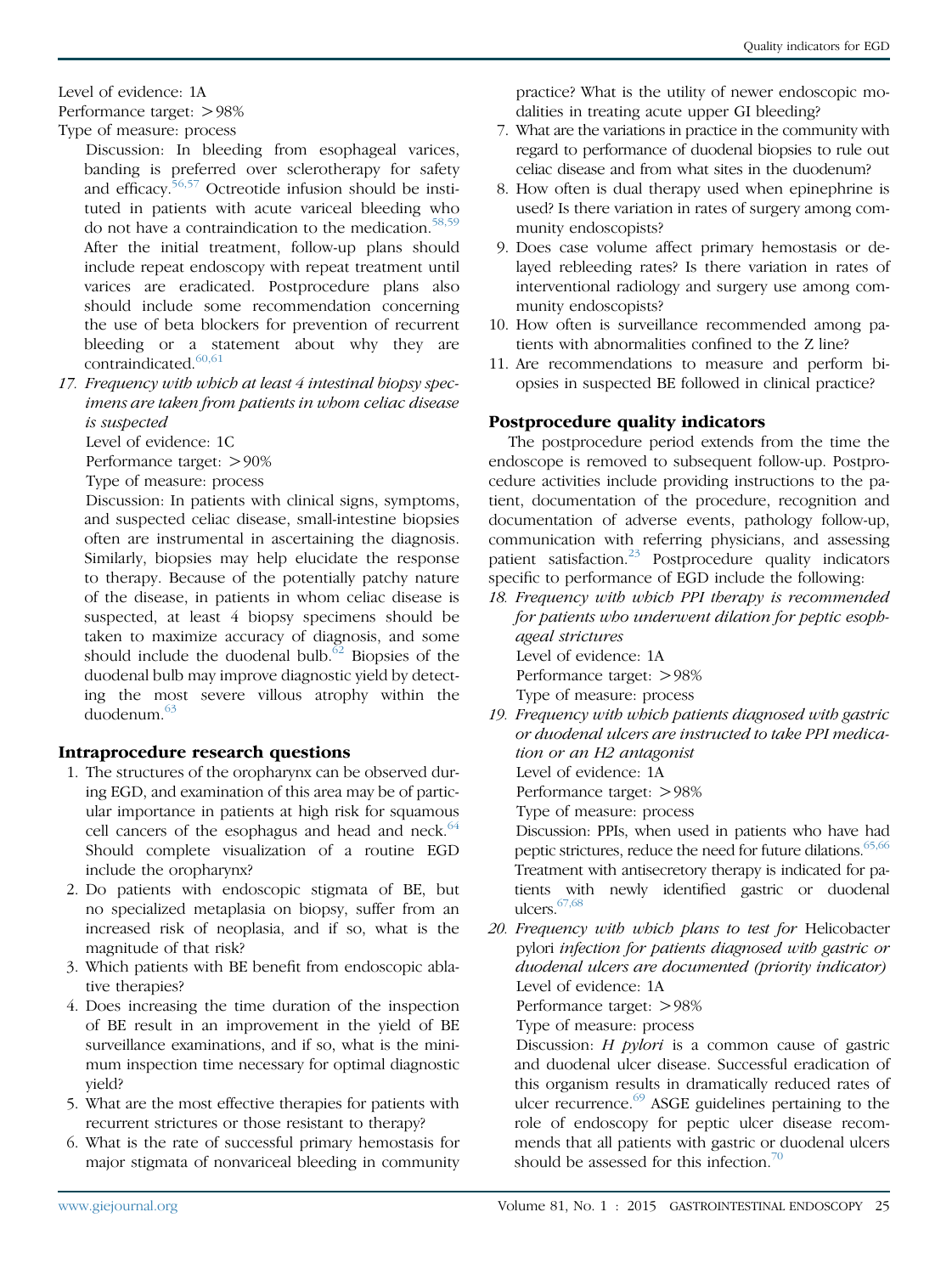Level of evidence: 1A

Performance target: >98%

Type of measure: process

Discussion: In bleeding from esophageal varices, banding is preferred over sclerotherapy for safety and efficacy.[56,57] Octreotide infusion should be instituted in patients with acute variceal bleeding who do not have a contraindication to the medication.[58,59] After the initial treatment, follow-up plans should include repeat endoscopy with repeat treatment until varices are eradicated. Postprocedure plans also should include some recommendation concerning the use of beta blockers for prevention of recurrent bleeding or a statement about why they are contraindicated.[60,61]

17. *Frequency with which at least 4 intestinal biopsy specimens are taken from patients in whom celiac disease is suspected*

    Level of evidence: 1C

    Performance target: >90%

    Type of measure: process

    Discussion: In patients with clinical signs, symptoms, and suspected celiac disease, small-intestine biopsies often are instrumental in ascertaining the diagnosis. Similarly, biopsies may help elucidate the response to therapy. Because of the potentially patchy nature of the disease, in patients in whom celiac disease is suspected, at least 4 biopsy specimens should be taken to maximize accuracy of diagnosis, and some should include the duodenal bulb.[62] Biopsies of the duodenal bulb may improve diagnostic yield by detecting the most severe villous atrophy within the duodenum.[63]

## Intraprocedure research questions

1. The structures of the oropharynx can be observed during EGD, and examination of this area may be of particular importance in patients at high risk for squamous cell cancers of the esophagus and head and neck.[64] Should complete visualization of a routine EGD include the oropharynx?
2. Do patients with endoscopic stigmata of BE, but no specialized metaplasia on biopsy, suffer from an increased risk of neoplasia, and if so, what is the magnitude of that risk?
3. Which patients with BE benefit from endoscopic ablative therapies?
4. Does increasing the time duration of the inspection of BE result in an improvement in the yield of BE surveillance examinations, and if so, what is the minimum inspection time necessary for optimal diagnostic yield?
5. What are the most effective therapies for patients with recurrent strictures or those resistant to therapy?
6. What is the rate of successful primary hemostasis for major stigmata of nonvariceal bleeding in community practice? What is the utility of newer endoscopic modalities in treating acute upper GI bleeding?
7. What are the variations in practice in the community with regard to performance of duodenal biopsies to rule out celiac disease and from what sites in the duodenum?
8. How often is dual therapy used when epinephrine is used? Is there variation in rates of surgery among community endoscopists?
9. Does case volume affect primary hemostasis or delayed rebleeding rates? Is there variation in rates of interventional radiology and surgery use among community endoscopists?
10. How often is surveillance recommended among patients with abnormalities confined to the Z line?
11. Are recommendations to measure and perform biopsies in suspected BE followed in clinical practice?

## Postprocedure quality indicators

The postprocedure period extends from the time the endoscope is removed to subsequent follow-up. Postprocedure activities include providing instructions to the patient, documentation of the procedure, recognition and documentation of adverse events, pathology follow-up, communication with referring physicians, and assessing patient satisfaction.[23] Postprocedure quality indicators specific to performance of EGD include the following:

18. *Frequency with which PPI therapy is recommended for patients who underwent dilation for peptic esophageal strictures*

    Level of evidence: 1A

    Performance target: >98%

    Type of measure: process

19. *Frequency with which patients diagnosed with gastric or duodenal ulcers are instructed to take PPI medication or an H2 antagonist*

    Level of evidence: 1A

    Performance target: >98%

    Type of measure: process

    Discussion: PPIs, when used in patients who have had peptic strictures, reduce the need for future dilations.[65,66] Treatment with antisecretory therapy is indicated for patients with newly identified gastric or duodenal ulcers.[67,68]

20. *Frequency with which plans to test for* Helicobacter pylori *infection for patients diagnosed with gastric or duodenal ulcers are documented (priority indicator)*

    Level of evidence: 1A

    Performance target: >98%

    Type of measure: process

    Discussion: *H pylori* is a common cause of gastric and duodenal ulcer disease. Successful eradication of this organism results in dramatically reduced rates of ulcer recurrence.[69] ASGE guidelines pertaining to the role of endoscopy for peptic ulcer disease recommends that all patients with gastric or duodenal ulcers should be assessed for this infection.[70]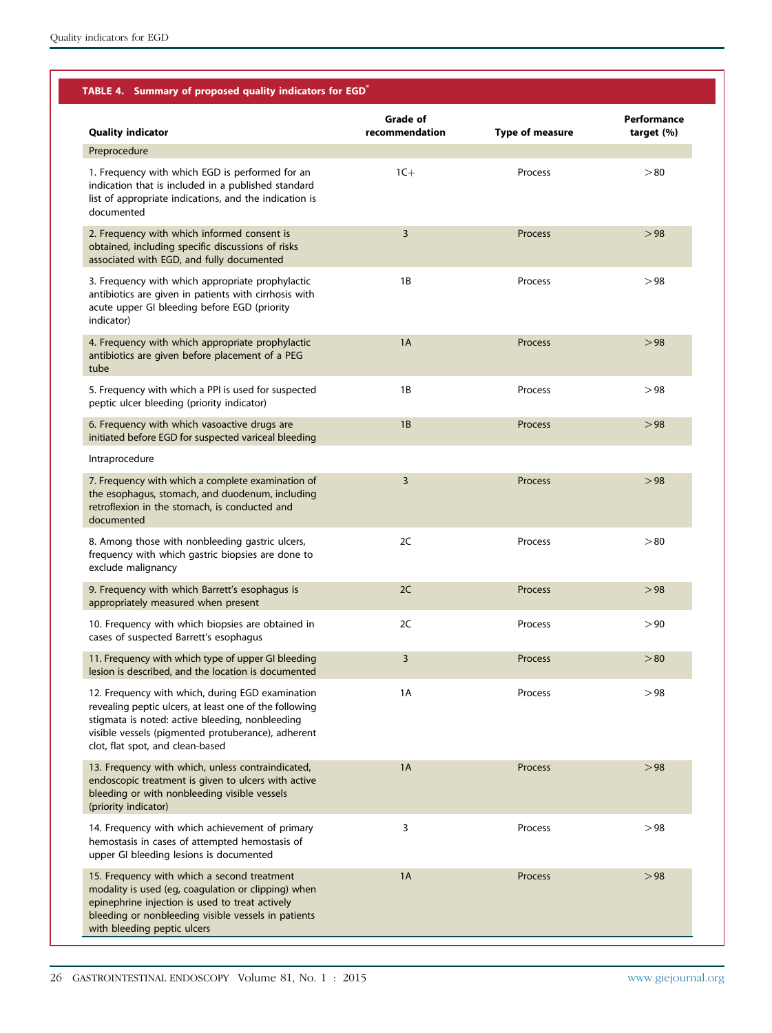**TABLE 4. Summary of proposed quality indicators for EGD***

| Quality indicator | Grade of recommendation | Type of measure | Performance target (%) |
|---|---|---|---|
| Preprocedure | | | |
| 1. Frequency with which EGD is performed for an indication that is included in a published standard list of appropriate indications, and the indication is documented | 1C+ | Process | >80 |
| 2. Frequency with which informed consent is obtained, including specific discussions of risks associated with EGD, and fully documented | 3 | Process | >98 |
| 3. Frequency with which appropriate prophylactic antibiotics are given in patients with cirrhosis with acute upper GI bleeding before EGD (priority indicator) | 1B | Process | >98 |
| 4. Frequency with which appropriate prophylactic antibiotics are given before placement of a PEG tube | 1A | Process | >98 |
| 5. Frequency with which a PPI is used for suspected peptic ulcer bleeding (priority indicator) | 1B | Process | >98 |
| 6. Frequency with which vasoactive drugs are initiated before EGD for suspected variceal bleeding | 1B | Process | >98 |
| Intraprocedure | | | |
| 7. Frequency with which a complete examination of the esophagus, stomach, and duodenum, including retroflexion in the stomach, is conducted and documented | 3 | Process | >98 |
| 8. Among those with nonbleeding gastric ulcers, frequency with which gastric biopsies are done to exclude malignancy | 2C | Process | >80 |
| 9. Frequency with which Barrett's esophagus is appropriately measured when present | 2C | Process | >98 |
| 10. Frequency with which biopsies are obtained in cases of suspected Barrett's esophagus | 2C | Process | >90 |
| 11. Frequency with which type of upper GI bleeding lesion is described, and the location is documented | 3 | Process | >80 |
| 12. Frequency with which, during EGD examination revealing peptic ulcers, at least one of the following stigmata is noted: active bleeding, nonbleeding visible vessels (pigmented protuberance), adherent clot, flat spot, and clean-based | 1A | Process | >98 |
| 13. Frequency with which, unless contraindicated, endoscopic treatment is given to ulcers with active bleeding or with nonbleeding visible vessels (priority indicator) | 1A | Process | >98 |
| 14. Frequency with which achievement of primary hemostasis in cases of attempted hemostasis of upper GI bleeding lesions is documented | 3 | Process | >98 |
| 15. Frequency with which a second treatment modality is used (eg, coagulation or clipping) when epinephrine injection is used to treat actively bleeding or nonbleeding visible vessels in patients with bleeding peptic ulcers | 1A | Process | >98 |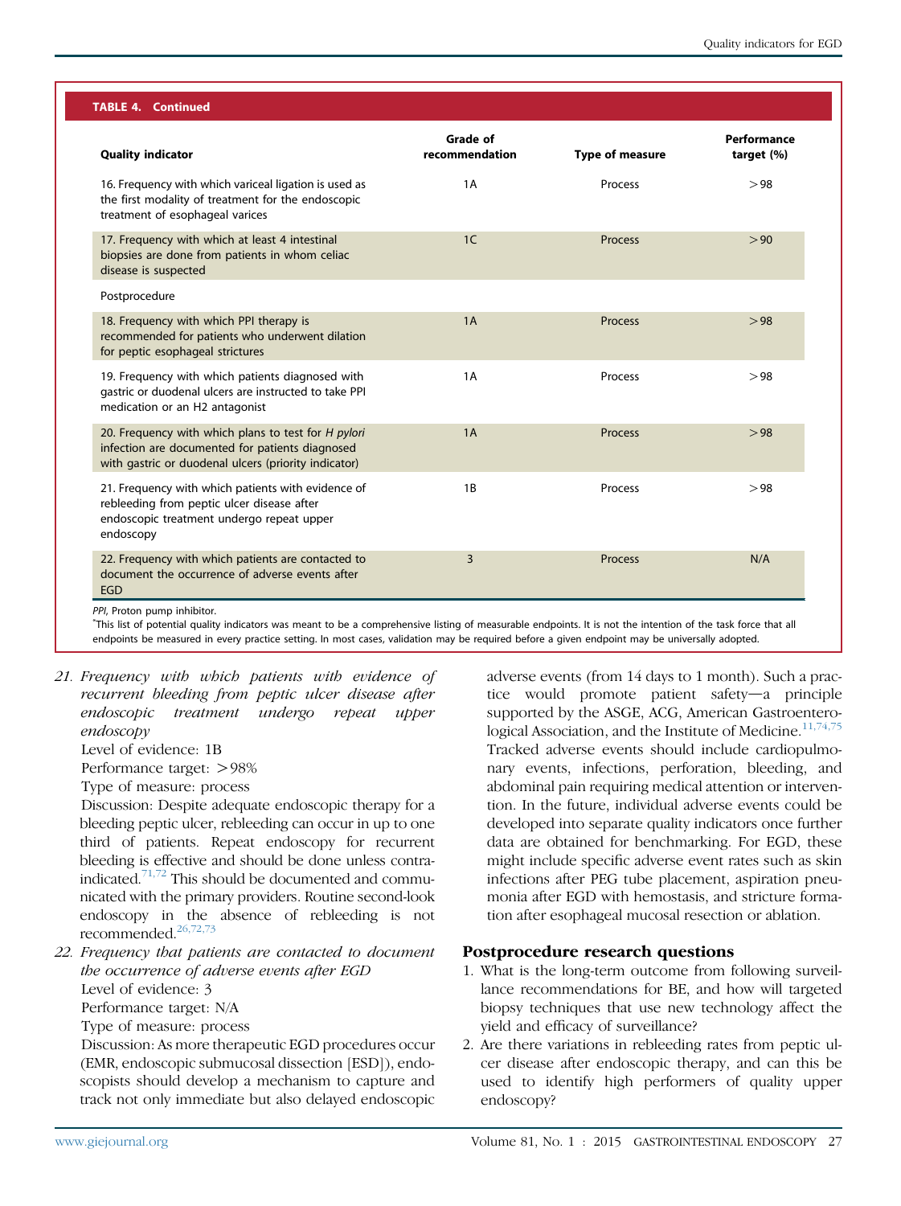**TABLE 4. Continued**

| Quality indicator | Grade of recommendation | Type of measure | Performance target (%) |
|---|---|---|---|
| 16. Frequency with which variceal ligation is used as the first modality of treatment for the endoscopic treatment of esophageal varices | 1A | Process | >98 |
| 17. Frequency with which at least 4 intestinal biopsies are done from patients in whom celiac disease is suspected | 1C | Process | >90 |
| Postprocedure | | | |
| 18. Frequency with which PPI therapy is recommended for patients who underwent dilation for peptic esophageal strictures | 1A | Process | >98 |
| 19. Frequency with which patients diagnosed with gastric or duodenal ulcers are instructed to take PPI medication or an H2 antagonist | 1A | Process | >98 |
| 20. Frequency with which plans to test for *H pylori* infection are documented for patients diagnosed with gastric or duodenal ulcers (priority indicator) | 1A | Process | >98 |
| 21. Frequency with which patients with evidence of rebleeding from peptic ulcer disease after endoscopic treatment undergo repeat upper endoscopy | 1B | Process | >98 |
| 22. Frequency with which patients are contacted to document the occurrence of adverse events after EGD | 3 | Process | N/A |

*PPI*, Proton pump inhibitor.

*This list of potential quality indicators was meant to be a comprehensive listing of measurable endpoints. It is not the intention of the task force that all endpoints be measured in every practice setting. In most cases, validation may be required before a given endpoint may be universally adopted.

21. *Frequency with which patients with evidence of recurrent bleeding from peptic ulcer disease after endoscopic treatment undergo repeat upper endoscopy*

    Level of evidence: 1B

    Performance target: >98%

    Type of measure: process

    Discussion: Despite adequate endoscopic therapy for a bleeding peptic ulcer, rebleeding can occur in up to one third of patients. Repeat endoscopy for recurrent bleeding is effective and should be done unless contraindicated.[71,72] This should be documented and communicated with the primary providers. Routine second-look endoscopy in the absence of rebleeding is not recommended.[26,72,73]

22. *Frequency that patients are contacted to document the occurrence of adverse events after EGD*

    Level of evidence: 3

    Performance target: N/A

    Type of measure: process

    Discussion: As more therapeutic EGD procedures occur (EMR, endoscopic submucosal dissection [ESD]), endoscopists should develop a mechanism to capture and track not only immediate but also delayed endoscopic adverse events (from 14 days to 1 month). Such a practice would promote patient safety—a principle supported by the ASGE, ACG, American Gastroenterological Association, and the Institute of Medicine.[11,74,75] Tracked adverse events should include cardiopulmonary events, infections, perforation, bleeding, and abdominal pain requiring medical attention or intervention. In the future, individual adverse events could be developed into separate quality indicators once further data are obtained for benchmarking. For EGD, these might include specific adverse event rates such as skin infections after PEG tube placement, aspiration pneumonia after EGD with hemostasis, and stricture formation after esophageal mucosal resection or ablation.

## Postprocedure research questions

1. What is the long-term outcome from following surveillance recommendations for BE, and how will targeted biopsy techniques that use new technology affect the yield and efficacy of surveillance?
2. Are there variations in rebleeding rates from peptic ulcer disease after endoscopic therapy, and can this be used to identify high performers of quality upper endoscopy?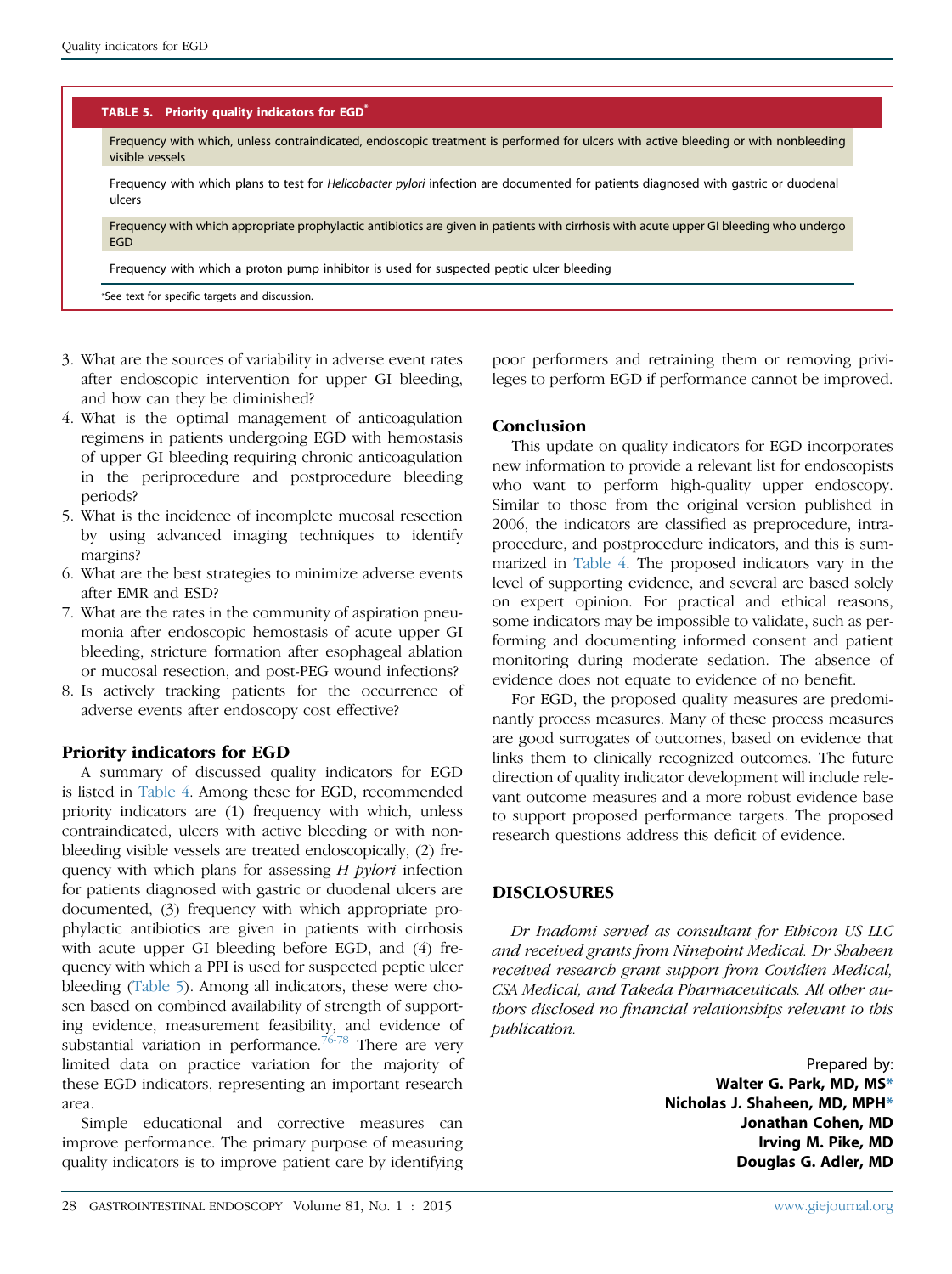**TABLE 5. Priority quality indicators for EGD***

| |
|---|
| Frequency with which, unless contraindicated, endoscopic treatment is performed for ulcers with active bleeding or with nonbleeding visible vessels |
| Frequency with which plans to test for *Helicobacter pylori* infection are documented for patients diagnosed with gastric or duodenal ulcers |
| Frequency with which appropriate prophylactic antibiotics are given in patients with cirrhosis with acute upper GI bleeding who undergo EGD |
| Frequency with which a proton pump inhibitor is used for suspected peptic ulcer bleeding |

*See text for specific targets and discussion.

3. What are the sources of variability in adverse event rates after endoscopic intervention for upper GI bleeding, and how can they be diminished?
4. What is the optimal management of anticoagulation regimens in patients undergoing EGD with hemostasis of upper GI bleeding requiring chronic anticoagulation in the periprocedure and postprocedure bleeding periods?
5. What is the incidence of incomplete mucosal resection by using advanced imaging techniques to identify margins?
6. What are the best strategies to minimize adverse events after EMR and ESD?
7. What are the rates in the community of aspiration pneumonia after endoscopic hemostasis of acute upper GI bleeding, stricture formation after esophageal ablation or mucosal resection, and post-PEG wound infections?
8. Is actively tracking patients for the occurrence of adverse events after endoscopy cost effective?

## Priority indicators for EGD

A summary of discussed quality indicators for EGD is listed in Table 4. Among these for EGD, recommended priority indicators are (1) frequency with which, unless contraindicated, ulcers with active bleeding or with nonbleeding visible vessels are treated endoscopically, (2) frequency with which plans for assessing *H pylori* infection for patients diagnosed with gastric or duodenal ulcers are documented, (3) frequency with which appropriate prophylactic antibiotics are given in patients with cirrhosis with acute upper GI bleeding before EGD, and (4) frequency with which a PPI is used for suspected peptic ulcer bleeding (Table 5). Among all indicators, these were chosen based on combined availability of strength of supporting evidence, measurement feasibility, and evidence of substantial variation in performance.[76-78] There are very limited data on practice variation for the majority of these EGD indicators, representing an important research area.

Simple educational and corrective measures can improve performance. The primary purpose of measuring quality indicators is to improve patient care by identifying poor performers and retraining them or removing privileges to perform EGD if performance cannot be improved.

## Conclusion

This update on quality indicators for EGD incorporates new information to provide a relevant list for endoscopists who want to perform high-quality upper endoscopy. Similar to those from the original version published in 2006, the indicators are classified as preprocedure, intraprocedure, and postprocedure indicators, and this is summarized in Table 4. The proposed indicators vary in the level of supporting evidence, and several are based solely on expert opinion. For practical and ethical reasons, some indicators may be impossible to validate, such as performing and documenting informed consent and patient monitoring during moderate sedation. The absence of evidence does not equate to evidence of no benefit.

For EGD, the proposed quality measures are predominantly process measures. Many of these process measures are good surrogates of outcomes, based on evidence that links them to clinically recognized outcomes. The future direction of quality indicator development will include relevant outcome measures and a more robust evidence base to support proposed performance targets. The proposed research questions address this deficit of evidence.

## DISCLOSURES

*Dr Inadomi served as consultant for Ethicon US LLC and received grants from Ninepoint Medical. Dr Shaheen received research grant support from Covidien Medical, CSA Medical, and Takeda Pharmaceuticals. All other authors disclosed no financial relationships relevant to this publication.*

Prepared by:
**Walter G. Park, MD, MS***
**Nicholas J. Shaheen, MD, MPH***
**Jonathan Cohen, MD**
**Irving M. Pike, MD**
**Douglas G. Adler, MD**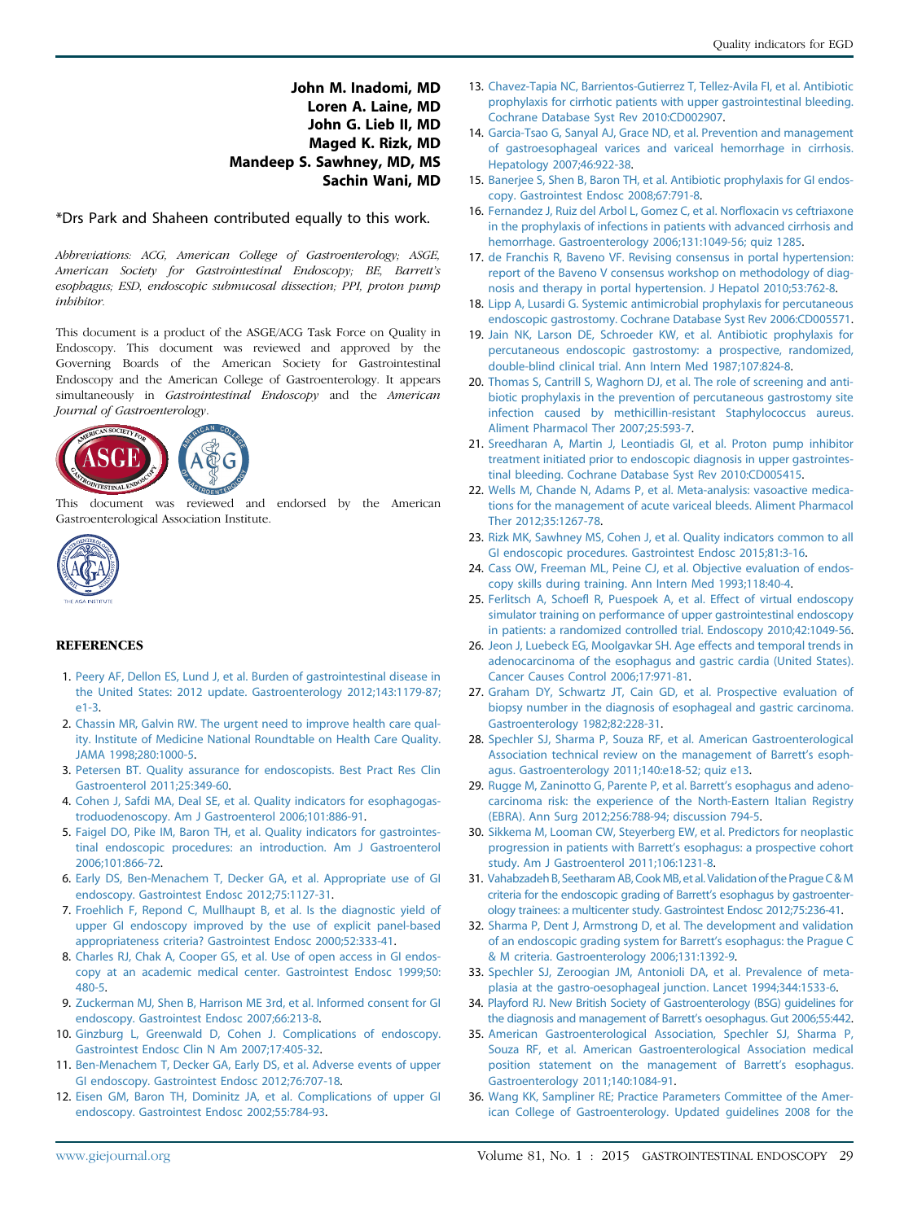**John M. Inadomi, MD**
**Loren A. Laine, MD**
**John G. Lieb II, MD**
**Maged K. Rizk, MD**
**Mandeep S. Sawhney, MD, MS**
**Sachin Wani, MD**

*Drs Park and Shaheen contributed equally to this work.

*Abbreviations: ACG, American College of Gastroenterology; ASGE, American Society for Gastrointestinal Endoscopy; BE, Barrett's esophagus; ESD, endoscopic submucosal dissection; PPI, proton pump inhibitor.*

This document is a product of the ASGE/ACG Task Force on Quality in Endoscopy. This document was reviewed and approved by the Governing Boards of the American Society for Gastrointestinal Endoscopy and the American College of Gastroenterology. It appears simultaneously in *Gastrointestinal Endoscopy* and the *American Journal of Gastroenterology*.

This document was reviewed and endorsed by the American Gastroenterological Association Institute.

## REFERENCES

1. Peery AF, Dellon ES, Lund J, et al. Burden of gastrointestinal disease in the United States: 2012 update. Gastroenterology 2012;143:1179-87; e1-3.
2. Chassin MR, Galvin RW. The urgent need to improve health care quality. Institute of Medicine National Roundtable on Health Care Quality. JAMA 1998;280:1000-5.
3. Petersen BT. Quality assurance for endoscopists. Best Pract Res Clin Gastroenterol 2011;25:349-60.
4. Cohen J, Safdi MA, Deal SE, et al. Quality indicators for esophagogastroduodenoscopy. Am J Gastroenterol 2006;101:886-91.
5. Faigel DO, Pike IM, Baron TH, et al. Quality indicators for gastrointestinal endoscopic procedures: an introduction. Am J Gastroenterol 2006;101:866-72.
6. Early DS, Ben-Menachem T, Decker GA, et al. Appropriate use of GI endoscopy. Gastrointest Endosc 2012;75:1127-31.
7. Froehlich F, Repond C, Mullhaupt B, et al. Is the diagnostic yield of upper GI endoscopy improved by the use of explicit panel-based appropriateness criteria? Gastrointest Endosc 2000;52:333-41.
8. Charles RJ, Chak A, Cooper GS, et al. Use of open access in GI endoscopy at an academic medical center. Gastrointest Endosc 1999;50:480-5.
9. Zuckerman MJ, Shen B, Harrison ME 3rd, et al. Informed consent for GI endoscopy. Gastrointest Endosc 2007;66:213-8.
10. Ginzburg L, Greenwald D, Cohen J. Complications of endoscopy. Gastrointest Endosc Clin N Am 2007;17:405-32.
11. Ben-Menachem T, Decker GA, Early DS, et al. Adverse events of upper GI endoscopy. Gastrointest Endosc 2012;76:707-18.
12. Eisen GM, Baron TH, Dominitz JA, et al. Complications of upper GI endoscopy. Gastrointest Endosc 2002;55:784-93.
13. Chavez-Tapia NC, Barrientos-Gutierrez T, Tellez-Avila FI, et al. Antibiotic prophylaxis for cirrhotic patients with upper gastrointestinal bleeding. Cochrane Database Syst Rev 2010:CD002907.
14. Garcia-Tsao G, Sanyal AJ, Grace ND, et al. Prevention and management of gastroesophageal varices and variceal hemorrhage in cirrhosis. Hepatology 2007;46:922-38.
15. Banerjee S, Shen B, Baron TH, et al. Antibiotic prophylaxis for GI endoscopy. Gastrointest Endosc 2008;67:791-8.
16. Fernandez J, Ruiz del Arbol L, Gomez C, et al. Norfloxacin vs ceftriaxone in the prophylaxis of infections in patients with advanced cirrhosis and hemorrhage. Gastroenterology 2006;131:1049-56; quiz 1285.
17. de Franchis R, Baveno VF. Revising consensus in portal hypertension: report of the Baveno V consensus workshop on methodology of diagnosis and therapy in portal hypertension. J Hepatol 2010;53:762-8.
18. Lipp A, Lusardi G. Systemic antimicrobial prophylaxis for percutaneous endoscopic gastrostomy. Cochrane Database Syst Rev 2006:CD005571.
19. Jain NK, Larson DE, Schroeder KW, et al. Antibiotic prophylaxis for percutaneous endoscopic gastrostomy: a prospective, randomized, double-blind clinical trial. Ann Intern Med 1987;107:824-8.
20. Thomas S, Cantrill S, Waghorn DJ, et al. The role of screening and antibiotic prophylaxis in the prevention of percutaneous gastrostomy site infection caused by methicillin-resistant Staphylococcus aureus. Aliment Pharmacol Ther 2007;25:593-7.
21. Sreedharan A, Martin J, Leontiadis GI, et al. Proton pump inhibitor treatment initiated prior to endoscopic diagnosis in upper gastrointestinal bleeding. Cochrane Database Syst Rev 2010:CD005415.
22. Wells M, Chande N, Adams P, et al. Meta-analysis: vasoactive medications for the management of acute variceal bleeds. Aliment Pharmacol Ther 2012;35:1267-78.
23. Rizk MK, Sawhney MS, Cohen J, et al. Quality indicators common to all GI endoscopic procedures. Gastrointest Endosc 2015;81:3-16.
24. Cass OW, Freeman ML, Peine CJ, et al. Objective evaluation of endoscopy skills during training. Ann Intern Med 1993;118:40-4.
25. Ferlitsch A, Schoefl R, Puespoek A, et al. Effect of virtual endoscopy simulator training on performance of upper gastrointestinal endoscopy in patients: a randomized controlled trial. Endoscopy 2010;42:1049-56.
26. Jeon J, Luebeck EG, Moolgavkar SH. Age effects and temporal trends in adenocarcinoma of the esophagus and gastric cardia (United States). Cancer Causes Control 2006;17:971-81.
27. Graham DY, Schwartz JT, Cain GD, et al. Prospective evaluation of biopsy number in the diagnosis of esophageal and gastric carcinoma. Gastroenterology 1982;82:228-31.
28. Spechler SJ, Sharma P, Souza RF, et al. American Gastroenterological Association technical review on the management of Barrett's esophagus. Gastroenterology 2011;140:e18-52; quiz e13.
29. Rugge M, Zaninotto G, Parente P, et al. Barrett's esophagus and adenocarcinoma risk: the experience of the North-Eastern Italian Registry (EBRA). Ann Surg 2012;256:788-94; discussion 794-5.
30. Sikkema M, Looman CW, Steyerberg EW, et al. Predictors for neoplastic progression in patients with Barrett's esophagus: a prospective cohort study. Am J Gastroenterol 2011;106:1231-8.
31. Vahabzadeh B, Seetharam AB, Cook MB, et al. Validation of the Prague C & M criteria for the endoscopic grading of Barrett's esophagus by gastroenterology trainees: a multicenter study. Gastrointest Endosc 2012;75:236-41.
32. Sharma P, Dent J, Armstrong D, et al. The development and validation of an endoscopic grading system for Barrett's esophagus: the Prague C & M criteria. Gastroenterology 2006;131:1392-9.
33. Spechler SJ, Zeroogian JM, Antonioli DA, et al. Prevalence of metaplasia at the gastro-oesophageal junction. Lancet 1994;344:1533-6.
34. Playford RJ. New British Society of Gastroenterology (BSG) guidelines for the diagnosis and management of Barrett's oesophagus. Gut 2006;55:442.
35. American Gastroenterological Association, Spechler SJ, Sharma P, Souza RF, et al. American Gastroenterological Association medical position statement on the management of Barrett's esophagus. Gastroenterology 2011;140:1084-91.
36. Wang KK, Sampliner RE; Practice Parameters Committee of the American College of Gastroenterology. Updated guidelines 2008 for the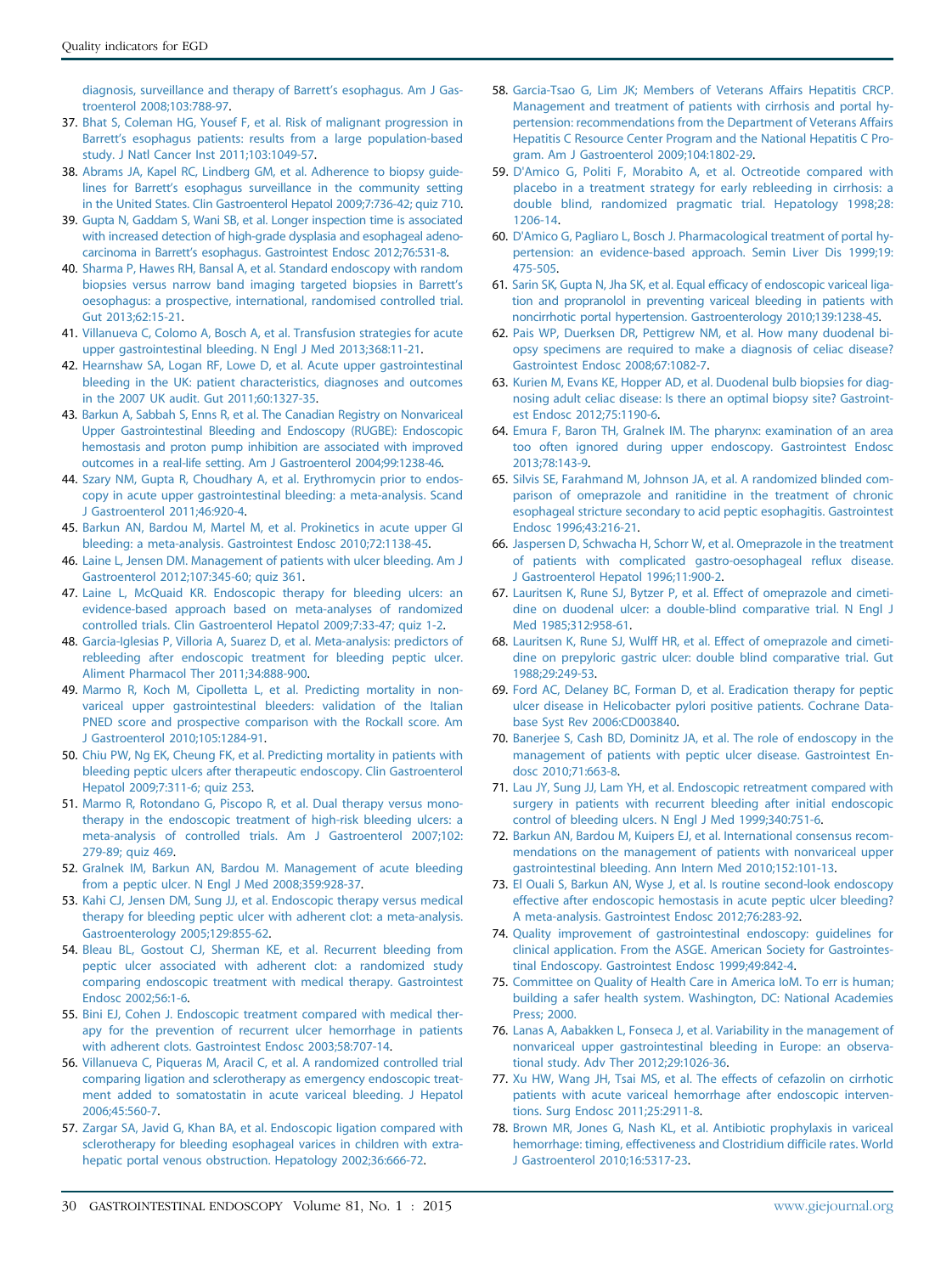diagnosis, surveillance and therapy of Barrett's esophagus. Am J Gastroenterol 2008;103:788-97.

37. Bhat S, Coleman HG, Yousef F, et al. Risk of malignant progression in Barrett's esophagus patients: results from a large population-based study. J Natl Cancer Inst 2011;103:1049-57.
38. Abrams JA, Kapel RC, Lindberg GM, et al. Adherence to biopsy guidelines for Barrett's esophagus surveillance in the community setting in the United States. Clin Gastroenterol Hepatol 2009;7:736-42; quiz 710.
39. Gupta N, Gaddam S, Wani SB, et al. Longer inspection time is associated with increased detection of high-grade dysplasia and esophageal adenocarcinoma in Barrett's esophagus. Gastrointest Endosc 2012;76:531-8.
40. Sharma P, Hawes RH, Bansal A, et al. Standard endoscopy with random biopsies versus narrow band imaging targeted biopsies in Barrett's oesophagus: a prospective, international, randomised controlled trial. Gut 2013;62:15-21.
41. Villanueva C, Colomo A, Bosch A, et al. Transfusion strategies for acute upper gastrointestinal bleeding. N Engl J Med 2013;368:11-21.
42. Hearnshaw SA, Logan RF, Lowe D, et al. Acute upper gastrointestinal bleeding in the UK: patient characteristics, diagnoses and outcomes in the 2007 UK audit. Gut 2011;60:1327-35.
43. Barkun A, Sabbah S, Enns R, et al. The Canadian Registry on Nonvariceal Upper Gastrointestinal Bleeding and Endoscopy (RUGBE): Endoscopic hemostasis and proton pump inhibition are associated with improved outcomes in a real-life setting. Am J Gastroenterol 2004;99:1238-46.
44. Szary NM, Gupta R, Choudhary A, et al. Erythromycin prior to endoscopy in acute upper gastrointestinal bleeding: a meta-analysis. Scand J Gastroenterol 2011;46:920-4.
45. Barkun AN, Bardou M, Martel M, et al. Prokinetics in acute upper GI bleeding: a meta-analysis. Gastrointest Endosc 2010;72:1138-45.
46. Laine L, Jensen DM. Management of patients with ulcer bleeding. Am J Gastroenterol 2012;107:345-60; quiz 361.
47. Laine L, McQuaid KR. Endoscopic therapy for bleeding ulcers: an evidence-based approach based on meta-analyses of randomized controlled trials. Clin Gastroenterol Hepatol 2009;7:33-47; quiz 1-2.
48. Garcia-Iglesias P, Villoria A, Suarez D, et al. Meta-analysis: predictors of rebleeding after endoscopic treatment for bleeding peptic ulcer. Aliment Pharmacol Ther 2011;34:888-900.
49. Marmo R, Koch M, Cipolletta L, et al. Predicting mortality in non-variceal upper gastrointestinal bleeders: validation of the Italian PNED score and prospective comparison with the Rockall score. Am J Gastroenterol 2010;105:1284-91.
50. Chiu PW, Ng EK, Cheung FK, et al. Predicting mortality in patients with bleeding peptic ulcers after therapeutic endoscopy. Clin Gastroenterol Hepatol 2009;7:311-6; quiz 253.
51. Marmo R, Rotondano G, Piscopo R, et al. Dual therapy versus monotherapy in the endoscopic treatment of high-risk bleeding ulcers: a meta-analysis of controlled trials. Am J Gastroenterol 2007;102: 279-89; quiz 469.
52. Gralnek IM, Barkun AN, Bardou M. Management of acute bleeding from a peptic ulcer. N Engl J Med 2008;359:928-37.
53. Kahi CJ, Jensen DM, Sung JJ, et al. Endoscopic therapy versus medical therapy for bleeding peptic ulcer with adherent clot: a meta-analysis. Gastroenterology 2005;129:855-62.
54. Bleau BL, Gostout CJ, Sherman KE, et al. Recurrent bleeding from peptic ulcer associated with adherent clot: a randomized study comparing endoscopic treatment with medical therapy. Gastrointest Endosc 2002;56:1-6.
55. Bini EJ, Cohen J. Endoscopic treatment compared with medical therapy for the prevention of recurrent ulcer hemorrhage in patients with adherent clots. Gastrointest Endosc 2003;58:707-14.
56. Villanueva C, Piqueras M, Aracil C, et al. A randomized controlled trial comparing ligation and sclerotherapy as emergency endoscopic treatment added to somatostatin in acute variceal bleeding. J Hepatol 2006;45:560-7.
57. Zargar SA, Javid G, Khan BA, et al. Endoscopic ligation compared with sclerotherapy for bleeding esophageal varices in children with extrahepatic portal venous obstruction. Hepatology 2002;36:666-72.
58. Garcia-Tsao G, Lim JK; Members of Veterans Affairs Hepatitis CRCP. Management and treatment of patients with cirrhosis and portal hypertension: recommendations from the Department of Veterans Affairs Hepatitis C Resource Center Program and the National Hepatitis C Program. Am J Gastroenterol 2009;104:1802-29.
59. D'Amico G, Politi F, Morabito A, et al. Octreotide compared with placebo in a treatment strategy for early rebleeding in cirrhosis: a double blind, randomized pragmatic trial. Hepatology 1998;28: 1206-14.
60. D'Amico G, Pagliaro L, Bosch J. Pharmacological treatment of portal hypertension: an evidence-based approach. Semin Liver Dis 1999;19: 475-505.
61. Sarin SK, Gupta N, Jha SK, et al. Equal efficacy of endoscopic variceal ligation and propranolol in preventing variceal bleeding in patients with noncirrhotic portal hypertension. Gastroenterology 2010;139:1238-45.
62. Pais WP, Duerksen DR, Pettigrew NM, et al. How many duodenal biopsy specimens are required to make a diagnosis of celiac disease? Gastrointest Endosc 2008;67:1082-7.
63. Kurien M, Evans KE, Hopper AD, et al. Duodenal bulb biopsies for diagnosing adult celiac disease: Is there an optimal biopsy site? Gastrointest Endosc 2012;75:1190-6.
64. Emura F, Baron TH, Gralnek IM. The pharynx: examination of an area too often ignored during upper endoscopy. Gastrointest Endosc 2013;78:143-9.
65. Silvis SE, Farahmand M, Johnson JA, et al. A randomized blinded comparison of omeprazole and ranitidine in the treatment of chronic esophageal stricture secondary to acid peptic esophagitis. Gastrointest Endosc 1996;43:216-21.
66. Jaspersen D, Schwacha H, Schorr W, et al. Omeprazole in the treatment of patients with complicated gastro-oesophageal reflux disease. J Gastroenterol Hepatol 1996;11:900-2.
67. Lauritsen K, Rune SJ, Bytzer P, et al. Effect of omeprazole and cimetidine on duodenal ulcer: a double-blind comparative trial. N Engl J Med 1985;312:958-61.
68. Lauritsen K, Rune SJ, Wulff HR, et al. Effect of omeprazole and cimetidine on prepyloric gastric ulcer: double blind comparative trial. Gut 1988;29:249-53.
69. Ford AC, Delaney BC, Forman D, et al. Eradication therapy for peptic ulcer disease in Helicobacter pylori positive patients. Cochrane Database Syst Rev 2006:CD003840.
70. Banerjee S, Cash BD, Dominitz JA, et al. The role of endoscopy in the management of patients with peptic ulcer disease. Gastrointest Endosc 2010;71:663-8.
71. Lau JY, Sung JJ, Lam YH, et al. Endoscopic retreatment compared with surgery in patients with recurrent bleeding after initial endoscopic control of bleeding ulcers. N Engl J Med 1999;340:751-6.
72. Barkun AN, Bardou M, Kuipers EJ, et al. International consensus recommendations on the management of patients with nonvariceal upper gastrointestinal bleeding. Ann Intern Med 2010;152:101-13.
73. El Ouali S, Barkun AN, Wyse J, et al. Is routine second-look endoscopy effective after endoscopic hemostasis in acute peptic ulcer bleeding? A meta-analysis. Gastrointest Endosc 2012;76:283-92.
74. Quality improvement of gastrointestinal endoscopy: guidelines for clinical application. From the ASGE. American Society for Gastrointestinal Endoscopy. Gastrointest Endosc 1999;49:842-4.
75. Committee on Quality of Health Care in America IoM. To err is human; building a safer health system. Washington, DC: National Academies Press; 2000.
76. Lanas A, Aabakken L, Fonseca J, et al. Variability in the management of nonvariceal upper gastrointestinal bleeding in Europe: an observational study. Adv Ther 2012;29:1026-36.
77. Xu HW, Wang JH, Tsai MS, et al. The effects of cefazolin on cirrhotic patients with acute variceal hemorrhage after endoscopic interventions. Surg Endosc 2011;25:2911-8.
78. Brown MR, Jones G, Nash KL, et al. Antibiotic prophylaxis in variceal hemorrhage: timing, effectiveness and Clostridium difficile rates. World J Gastroenterol 2010;16:5317-23.